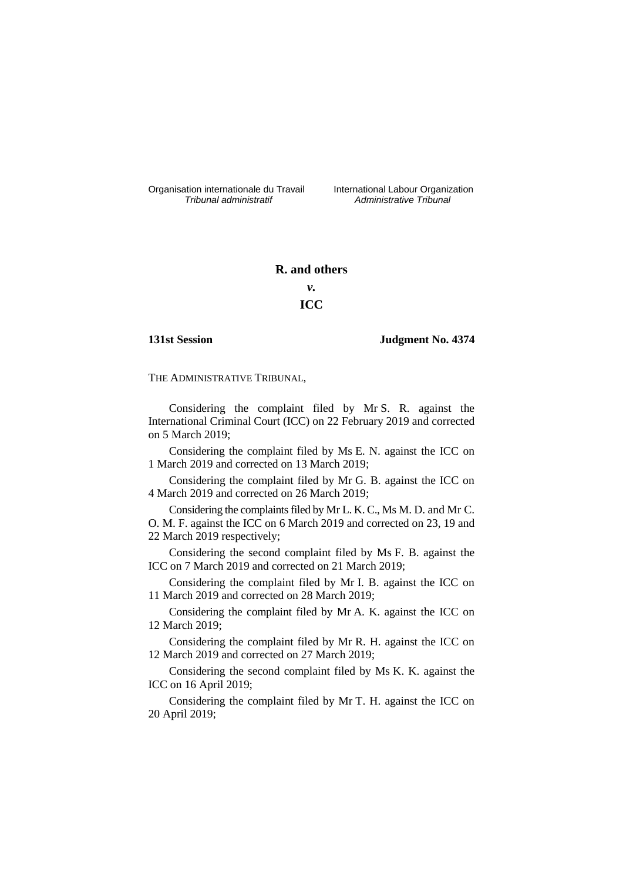Organisation internationale du Travail
*Tribunal administratif*

International Labour Organization
*Administrative Tribunal*

**R. and others**

***v.***

**ICC**

**131st Session**

**Judgment No. 4374**

THE ADMINISTRATIVE TRIBUNAL,

Considering the complaint filed by Mr S. R. against the International Criminal Court (ICC) on 22 February 2019 and corrected on 5 March 2019;

Considering the complaint filed by Ms E. N. against the ICC on 1 March 2019 and corrected on 13 March 2019;

Considering the complaint filed by Mr G. B. against the ICC on 4 March 2019 and corrected on 26 March 2019;

Considering the complaints filed by Mr L. K. C., Ms M. D. and Mr C. O. M. F. against the ICC on 6 March 2019 and corrected on 23, 19 and 22 March 2019 respectively;

Considering the second complaint filed by Ms F. B. against the ICC on 7 March 2019 and corrected on 21 March 2019;

Considering the complaint filed by Mr I. B. against the ICC on 11 March 2019 and corrected on 28 March 2019;

Considering the complaint filed by Mr A. K. against the ICC on 12 March 2019;

Considering the complaint filed by Mr R. H. against the ICC on 12 March 2019 and corrected on 27 March 2019;

Considering the second complaint filed by Ms K. K. against the ICC on 16 April 2019;

Considering the complaint filed by Mr T. H. against the ICC on 20 April 2019;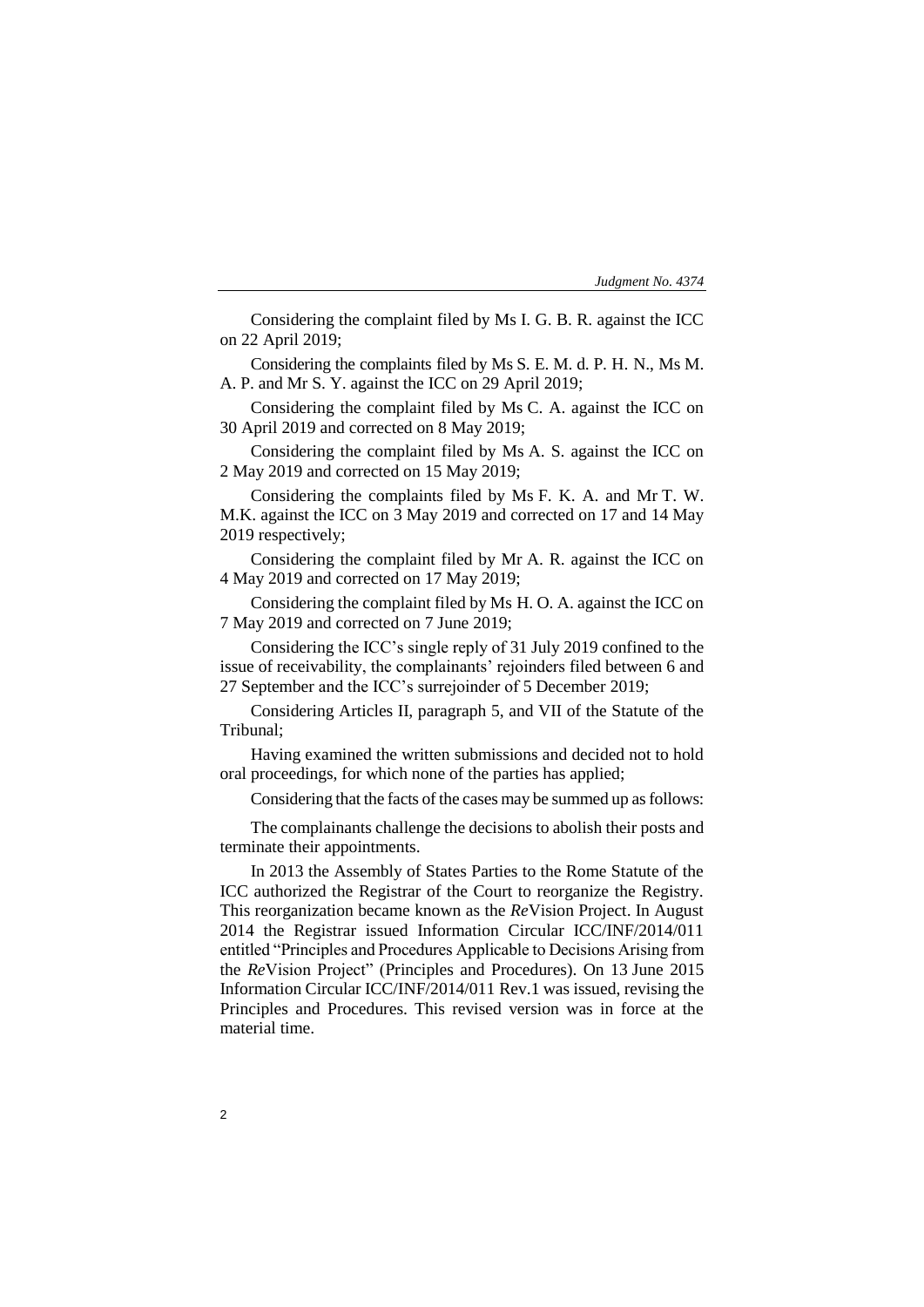Considering the complaint filed by Ms I. G. B. R. against the ICC on 22 April 2019;

Considering the complaints filed by Ms S. E. M. d. P. H. N., Ms M. A. P. and Mr S. Y. against the ICC on 29 April 2019;

Considering the complaint filed by Ms C. A. against the ICC on 30 April 2019 and corrected on 8 May 2019;

Considering the complaint filed by Ms A. S. against the ICC on 2 May 2019 and corrected on 15 May 2019;

Considering the complaints filed by Ms F. K. A. and Mr T. W. M.K. against the ICC on 3 May 2019 and corrected on 17 and 14 May 2019 respectively;

Considering the complaint filed by Mr A. R. against the ICC on 4 May 2019 and corrected on 17 May 2019;

Considering the complaint filed by Ms H. O. A. against the ICC on 7 May 2019 and corrected on 7 June 2019;

Considering the ICC's single reply of 31 July 2019 confined to the issue of receivability, the complainants' rejoinders filed between 6 and 27 September and the ICC's surrejoinder of 5 December 2019;

Considering Articles II, paragraph 5, and VII of the Statute of the Tribunal;

Having examined the written submissions and decided not to hold oral proceedings, for which none of the parties has applied;

Considering that the facts of the cases may be summed up as follows:

The complainants challenge the decisions to abolish their posts and terminate their appointments.

In 2013 the Assembly of States Parties to the Rome Statute of the ICC authorized the Registrar of the Court to reorganize the Registry. This reorganization became known as the *Re*Vision Project. In August 2014 the Registrar issued Information Circular ICC/INF/2014/011 entitled "Principles and Procedures Applicable to Decisions Arising from the *Re*Vision Project" (Principles and Procedures). On 13 June 2015 Information Circular ICC/INF/2014/011 Rev.1 was issued, revising the Principles and Procedures. This revised version was in force at the material time.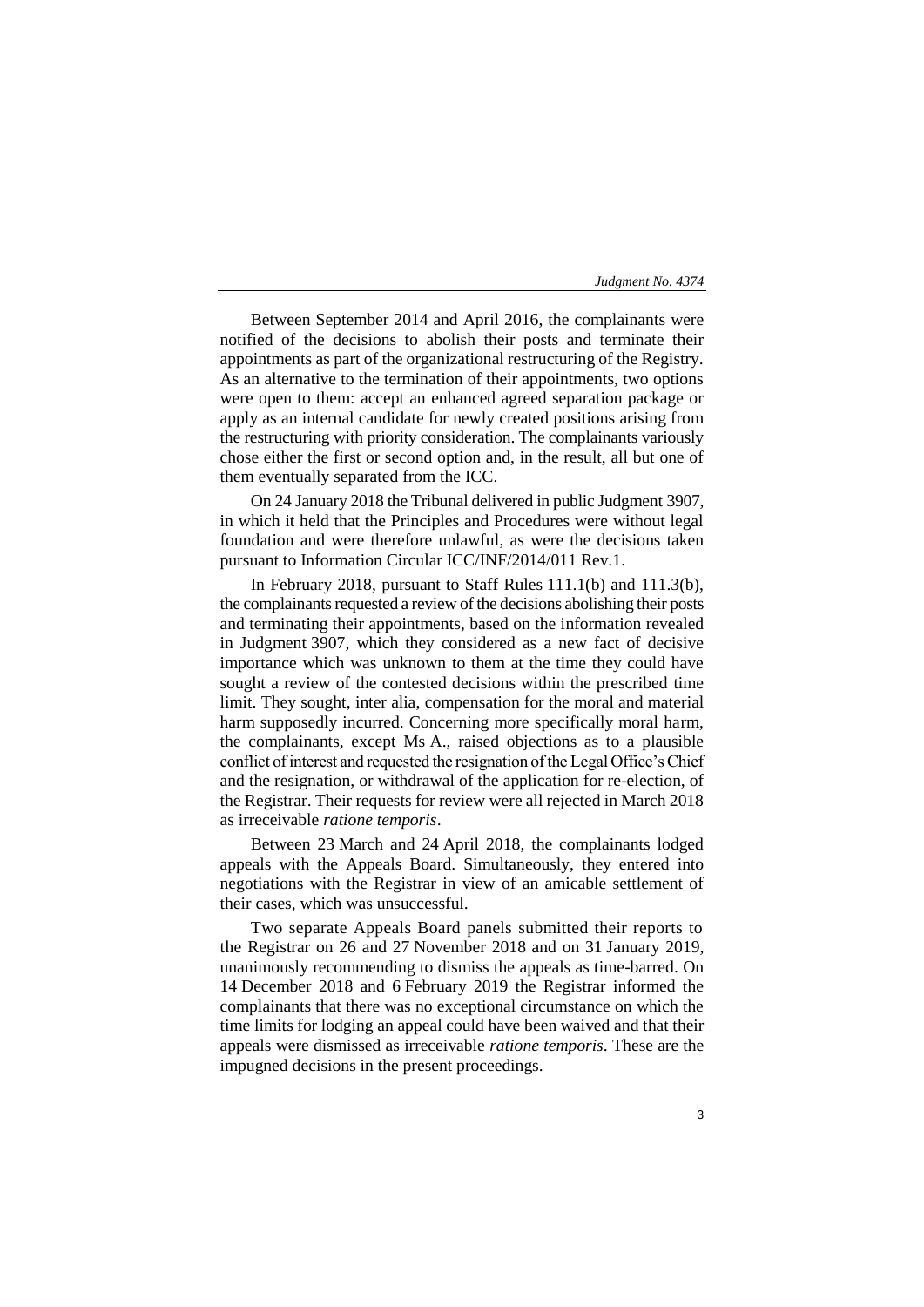Between September 2014 and April 2016, the complainants were notified of the decisions to abolish their posts and terminate their appointments as part of the organizational restructuring of the Registry. As an alternative to the termination of their appointments, two options were open to them: accept an enhanced agreed separation package or apply as an internal candidate for newly created positions arising from the restructuring with priority consideration. The complainants variously chose either the first or second option and, in the result, all but one of them eventually separated from the ICC.

On 24 January 2018 the Tribunal delivered in public Judgment 3907, in which it held that the Principles and Procedures were without legal foundation and were therefore unlawful, as were the decisions taken pursuant to Information Circular ICC/INF/2014/011 Rev.1.

In February 2018, pursuant to Staff Rules 111.1(b) and 111.3(b), the complainants requested a review of the decisions abolishing their posts and terminating their appointments, based on the information revealed in Judgment 3907, which they considered as a new fact of decisive importance which was unknown to them at the time they could have sought a review of the contested decisions within the prescribed time limit. They sought, inter alia, compensation for the moral and material harm supposedly incurred. Concerning more specifically moral harm, the complainants, except Ms A., raised objections as to a plausible conflict of interest and requested the resignation of the Legal Office's Chief and the resignation, or withdrawal of the application for re-election, of the Registrar. Their requests for review were all rejected in March 2018 as irreceivable *ratione temporis*.

Between 23 March and 24 April 2018, the complainants lodged appeals with the Appeals Board. Simultaneously, they entered into negotiations with the Registrar in view of an amicable settlement of their cases, which was unsuccessful.

Two separate Appeals Board panels submitted their reports to the Registrar on 26 and 27 November 2018 and on 31 January 2019, unanimously recommending to dismiss the appeals as time-barred. On 14 December 2018 and 6 February 2019 the Registrar informed the complainants that there was no exceptional circumstance on which the time limits for lodging an appeal could have been waived and that their appeals were dismissed as irreceivable *ratione temporis*. These are the impugned decisions in the present proceedings.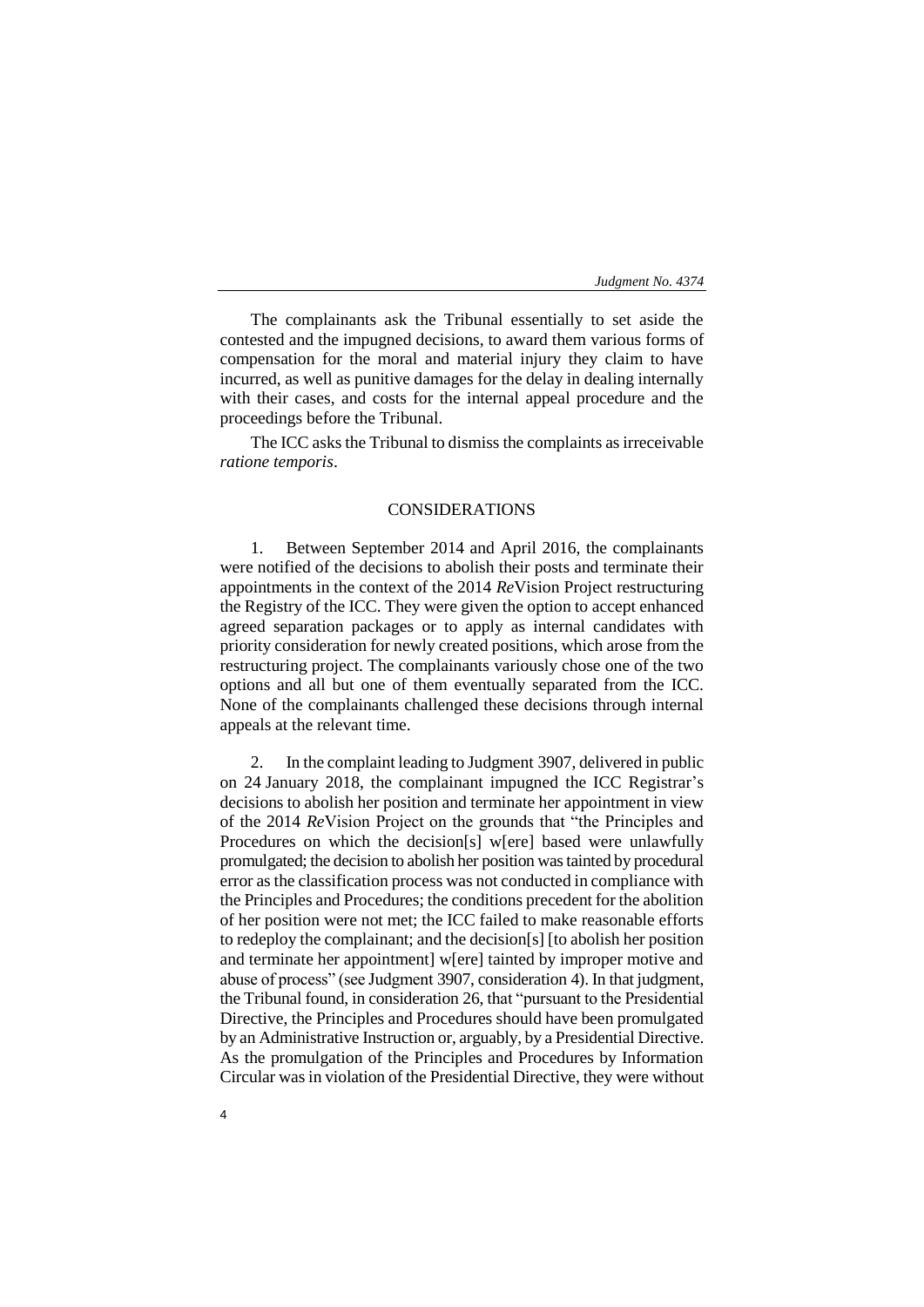The complainants ask the Tribunal essentially to set aside the contested and the impugned decisions, to award them various forms of compensation for the moral and material injury they claim to have incurred, as well as punitive damages for the delay in dealing internally with their cases, and costs for the internal appeal procedure and the proceedings before the Tribunal.

The ICC asks the Tribunal to dismiss the complaints as irreceivable *ratione temporis*.

## CONSIDERATIONS

1. Between September 2014 and April 2016, the complainants were notified of the decisions to abolish their posts and terminate their appointments in the context of the 2014 *Re*Vision Project restructuring the Registry of the ICC. They were given the option to accept enhanced agreed separation packages or to apply as internal candidates with priority consideration for newly created positions, which arose from the restructuring project. The complainants variously chose one of the two options and all but one of them eventually separated from the ICC. None of the complainants challenged these decisions through internal appeals at the relevant time.

2. In the complaint leading to Judgment 3907, delivered in public on 24 January 2018, the complainant impugned the ICC Registrar's decisions to abolish her position and terminate her appointment in view of the 2014 *Re*Vision Project on the grounds that "the Principles and Procedures on which the decision[s] w[ere] based were unlawfully promulgated; the decision to abolish her position was tainted by procedural error as the classification process was not conducted in compliance with the Principles and Procedures; the conditions precedent for the abolition of her position were not met; the ICC failed to make reasonable efforts to redeploy the complainant; and the decision[s] [to abolish her position and terminate her appointment] w[ere] tainted by improper motive and abuse of process" (see Judgment 3907, consideration 4). In that judgment, the Tribunal found, in consideration 26, that "pursuant to the Presidential Directive, the Principles and Procedures should have been promulgated by an Administrative Instruction or, arguably, by a Presidential Directive. As the promulgation of the Principles and Procedures by Information Circular was in violation of the Presidential Directive, they were without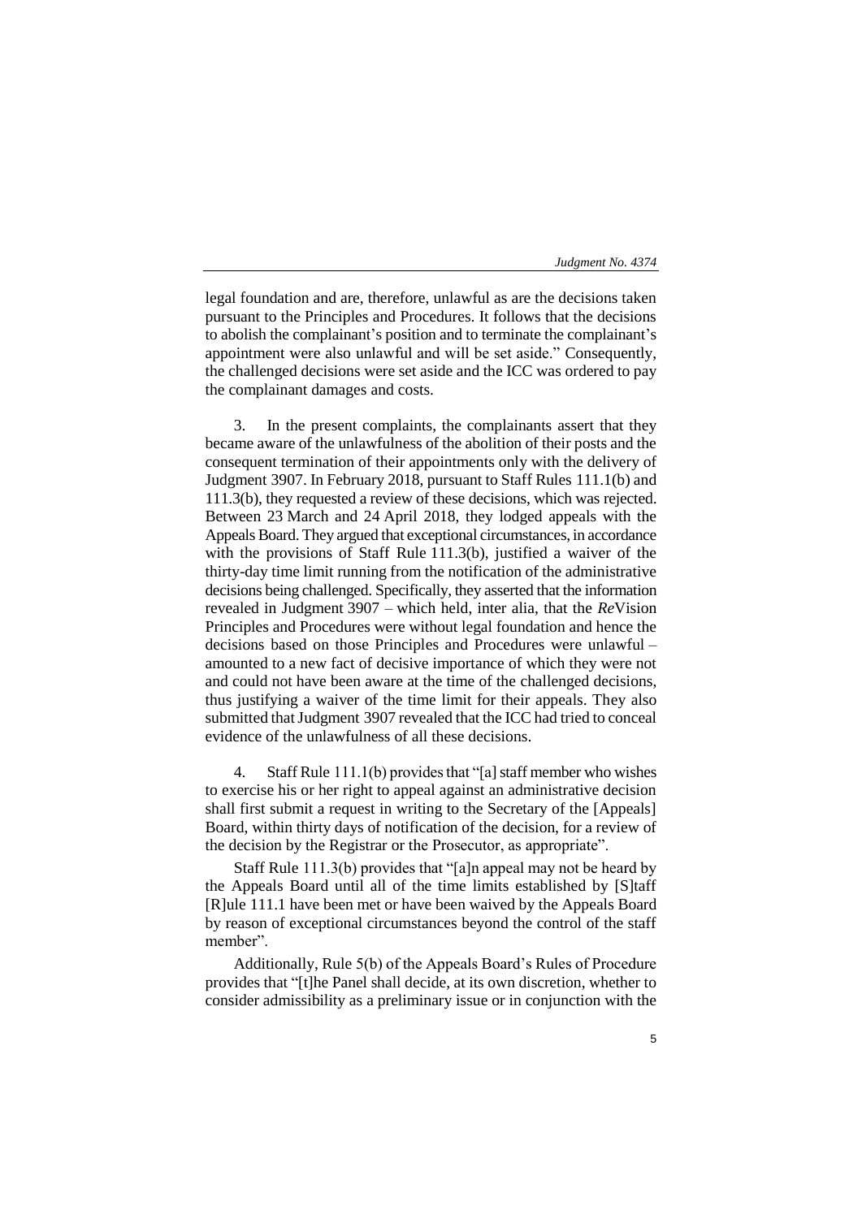legal foundation and are, therefore, unlawful as are the decisions taken pursuant to the Principles and Procedures. It follows that the decisions to abolish the complainant's position and to terminate the complainant's appointment were also unlawful and will be set aside." Consequently, the challenged decisions were set aside and the ICC was ordered to pay the complainant damages and costs.

3. In the present complaints, the complainants assert that they became aware of the unlawfulness of the abolition of their posts and the consequent termination of their appointments only with the delivery of Judgment 3907. In February 2018, pursuant to Staff Rules 111.1(b) and 111.3(b), they requested a review of these decisions, which was rejected. Between 23 March and 24 April 2018, they lodged appeals with the Appeals Board. They argued that exceptional circumstances, in accordance with the provisions of Staff Rule 111.3(b), justified a waiver of the thirty-day time limit running from the notification of the administrative decisions being challenged. Specifically, they asserted that the information revealed in Judgment 3907 – which held, inter alia, that the *Re*Vision Principles and Procedures were without legal foundation and hence the decisions based on those Principles and Procedures were unlawful – amounted to a new fact of decisive importance of which they were not and could not have been aware at the time of the challenged decisions, thus justifying a waiver of the time limit for their appeals. They also submitted that Judgment 3907 revealed that the ICC had tried to conceal evidence of the unlawfulness of all these decisions.

4. Staff Rule 111.1(b) provides that "[a] staff member who wishes to exercise his or her right to appeal against an administrative decision shall first submit a request in writing to the Secretary of the [Appeals] Board, within thirty days of notification of the decision, for a review of the decision by the Registrar or the Prosecutor, as appropriate".

Staff Rule 111.3(b) provides that "[a]n appeal may not be heard by the Appeals Board until all of the time limits established by [S]taff [R]ule 111.1 have been met or have been waived by the Appeals Board by reason of exceptional circumstances beyond the control of the staff member".

Additionally, Rule 5(b) of the Appeals Board's Rules of Procedure provides that "[t]he Panel shall decide, at its own discretion, whether to consider admissibility as a preliminary issue or in conjunction with the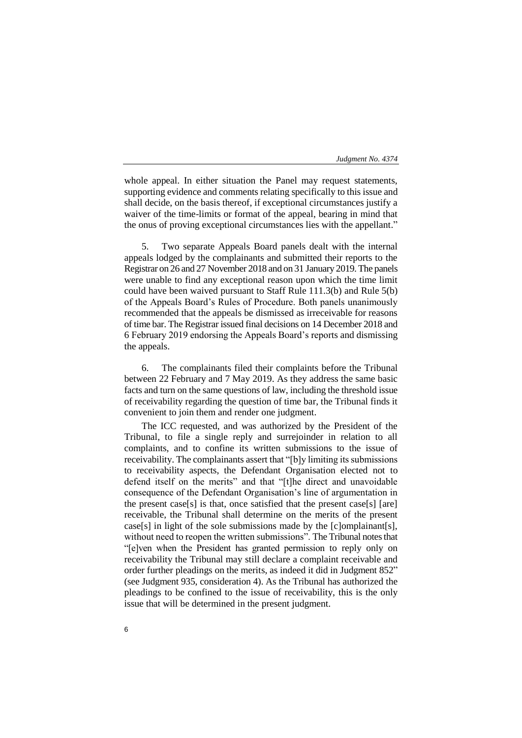whole appeal. In either situation the Panel may request statements, supporting evidence and comments relating specifically to this issue and shall decide, on the basis thereof, if exceptional circumstances justify a waiver of the time-limits or format of the appeal, bearing in mind that the onus of proving exceptional circumstances lies with the appellant."

5. Two separate Appeals Board panels dealt with the internal appeals lodged by the complainants and submitted their reports to the Registrar on 26 and 27 November 2018 and on 31 January 2019. The panels were unable to find any exceptional reason upon which the time limit could have been waived pursuant to Staff Rule 111.3(b) and Rule 5(b) of the Appeals Board's Rules of Procedure. Both panels unanimously recommended that the appeals be dismissed as irreceivable for reasons of time bar. The Registrar issued final decisions on 14 December 2018 and 6 February 2019 endorsing the Appeals Board's reports and dismissing the appeals.

6. The complainants filed their complaints before the Tribunal between 22 February and 7 May 2019. As they address the same basic facts and turn on the same questions of law, including the threshold issue of receivability regarding the question of time bar, the Tribunal finds it convenient to join them and render one judgment.

The ICC requested, and was authorized by the President of the Tribunal, to file a single reply and surrejoinder in relation to all complaints, and to confine its written submissions to the issue of receivability. The complainants assert that "[b]y limiting its submissions to receivability aspects, the Defendant Organisation elected not to defend itself on the merits" and that "[t]he direct and unavoidable consequence of the Defendant Organisation's line of argumentation in the present case[s] is that, once satisfied that the present case[s] [are] receivable, the Tribunal shall determine on the merits of the present case[s] in light of the sole submissions made by the [c]omplainant[s], without need to reopen the written submissions". The Tribunal notes that "[e]ven when the President has granted permission to reply only on receivability the Tribunal may still declare a complaint receivable and order further pleadings on the merits, as indeed it did in Judgment 852" (see Judgment 935, consideration 4). As the Tribunal has authorized the pleadings to be confined to the issue of receivability, this is the only issue that will be determined in the present judgment.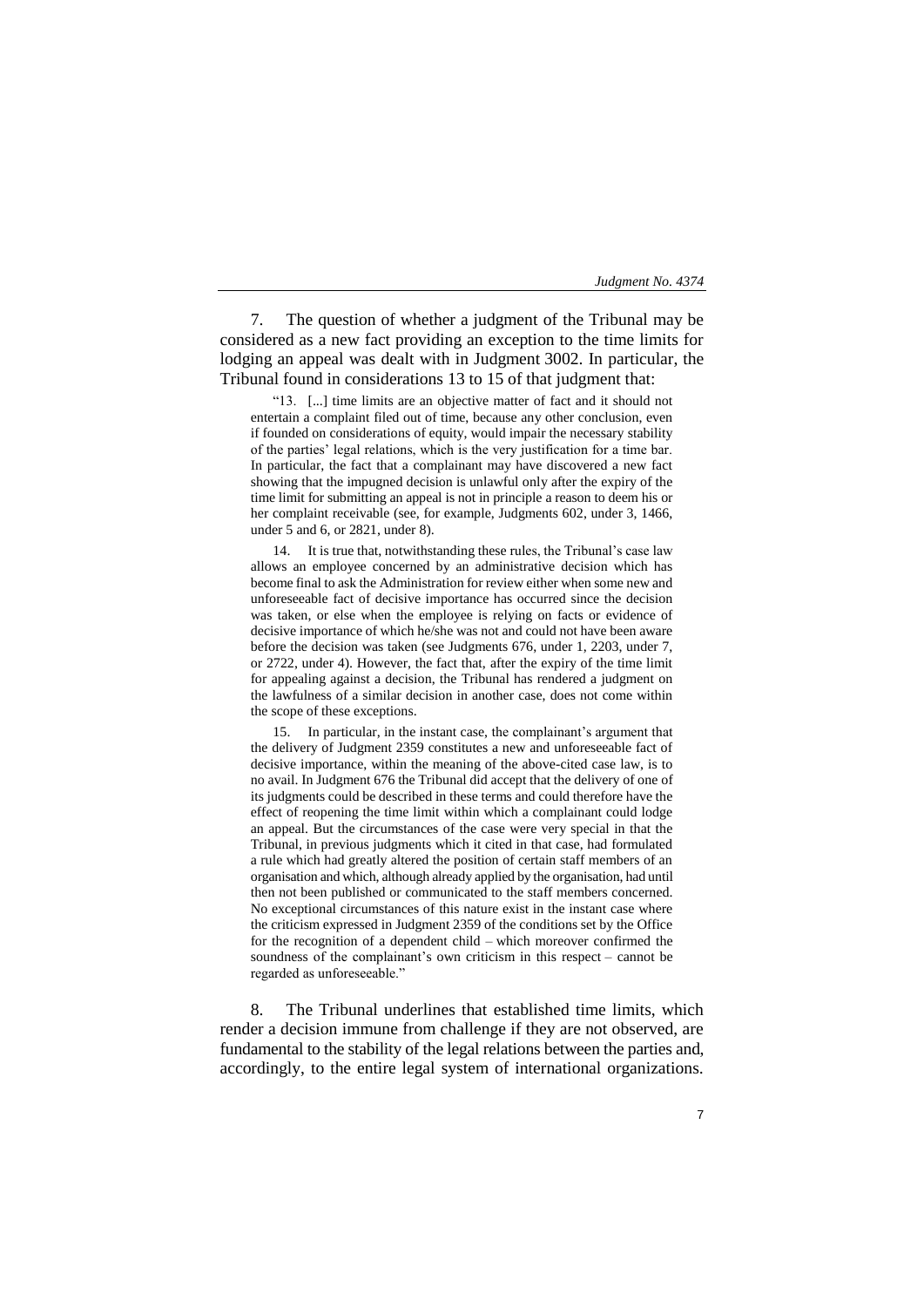7. The question of whether a judgment of the Tribunal may be considered as a new fact providing an exception to the time limits for lodging an appeal was dealt with in Judgment 3002. In particular, the Tribunal found in considerations 13 to 15 of that judgment that:

> "13. [...] time limits are an objective matter of fact and it should not entertain a complaint filed out of time, because any other conclusion, even if founded on considerations of equity, would impair the necessary stability of the parties' legal relations, which is the very justification for a time bar. In particular, the fact that a complainant may have discovered a new fact showing that the impugned decision is unlawful only after the expiry of the time limit for submitting an appeal is not in principle a reason to deem his or her complaint receivable (see, for example, Judgments 602, under 3, 1466, under 5 and 6, or 2821, under 8).
>
> 14. It is true that, notwithstanding these rules, the Tribunal's case law allows an employee concerned by an administrative decision which has become final to ask the Administration for review either when some new and unforeseeable fact of decisive importance has occurred since the decision was taken, or else when the employee is relying on facts or evidence of decisive importance of which he/she was not and could not have been aware before the decision was taken (see Judgments 676, under 1, 2203, under 7, or 2722, under 4). However, the fact that, after the expiry of the time limit for appealing against a decision, the Tribunal has rendered a judgment on the lawfulness of a similar decision in another case, does not come within the scope of these exceptions.
>
> 15. In particular, in the instant case, the complainant's argument that the delivery of Judgment 2359 constitutes a new and unforeseeable fact of decisive importance, within the meaning of the above-cited case law, is to no avail. In Judgment 676 the Tribunal did accept that the delivery of one of its judgments could be described in these terms and could therefore have the effect of reopening the time limit within which a complainant could lodge an appeal. But the circumstances of the case were very special in that the Tribunal, in previous judgments which it cited in that case, had formulated a rule which had greatly altered the position of certain staff members of an organisation and which, although already applied by the organisation, had until then not been published or communicated to the staff members concerned. No exceptional circumstances of this nature exist in the instant case where the criticism expressed in Judgment 2359 of the conditions set by the Office for the recognition of a dependent child – which moreover confirmed the soundness of the complainant's own criticism in this respect – cannot be regarded as unforeseeable."

8. The Tribunal underlines that established time limits, which render a decision immune from challenge if they are not observed, are fundamental to the stability of the legal relations between the parties and, accordingly, to the entire legal system of international organizations.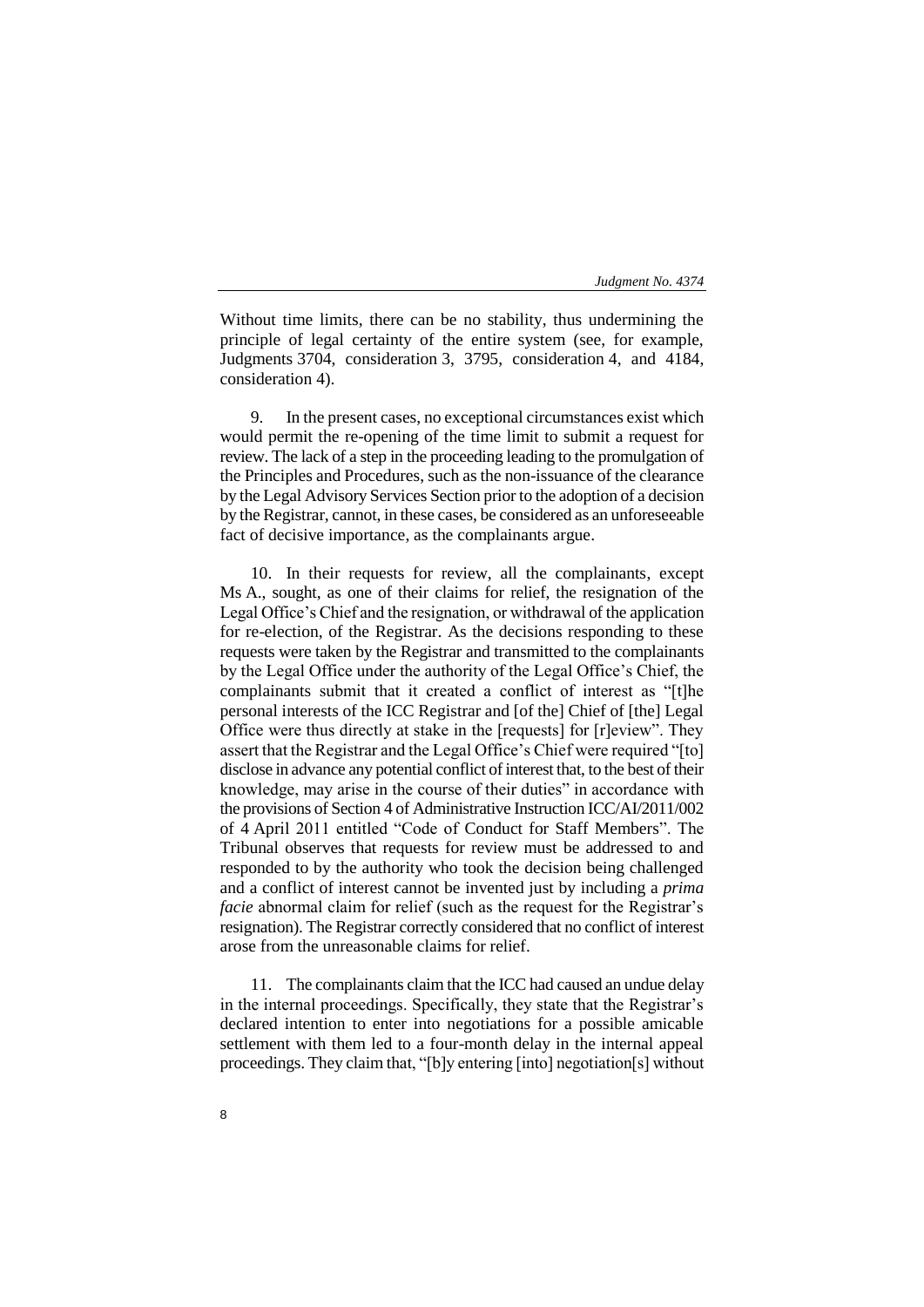Without time limits, there can be no stability, thus undermining the principle of legal certainty of the entire system (see, for example, Judgments 3704, consideration 3, 3795, consideration 4, and 4184, consideration 4).

9. In the present cases, no exceptional circumstances exist which would permit the re-opening of the time limit to submit a request for review. The lack of a step in the proceeding leading to the promulgation of the Principles and Procedures, such as the non-issuance of the clearance by the Legal Advisory Services Section prior to the adoption of a decision by the Registrar, cannot, in these cases, be considered as an unforeseeable fact of decisive importance, as the complainants argue.

10. In their requests for review, all the complainants, except Ms A., sought, as one of their claims for relief, the resignation of the Legal Office's Chief and the resignation, or withdrawal of the application for re-election, of the Registrar. As the decisions responding to these requests were taken by the Registrar and transmitted to the complainants by the Legal Office under the authority of the Legal Office's Chief, the complainants submit that it created a conflict of interest as "[t]he personal interests of the ICC Registrar and [of the] Chief of [the] Legal Office were thus directly at stake in the [requests] for [r]eview". They assert that the Registrar and the Legal Office's Chief were required "[to] disclose in advance any potential conflict of interest that, to the best of their knowledge, may arise in the course of their duties" in accordance with the provisions of Section 4 of Administrative Instruction ICC/AI/2011/002 of 4 April 2011 entitled "Code of Conduct for Staff Members". The Tribunal observes that requests for review must be addressed to and responded to by the authority who took the decision being challenged and a conflict of interest cannot be invented just by including a *prima facie* abnormal claim for relief (such as the request for the Registrar's resignation). The Registrar correctly considered that no conflict of interest arose from the unreasonable claims for relief.

11. The complainants claim that the ICC had caused an undue delay in the internal proceedings. Specifically, they state that the Registrar's declared intention to enter into negotiations for a possible amicable settlement with them led to a four-month delay in the internal appeal proceedings. They claim that, "[b]y entering [into] negotiation[s] without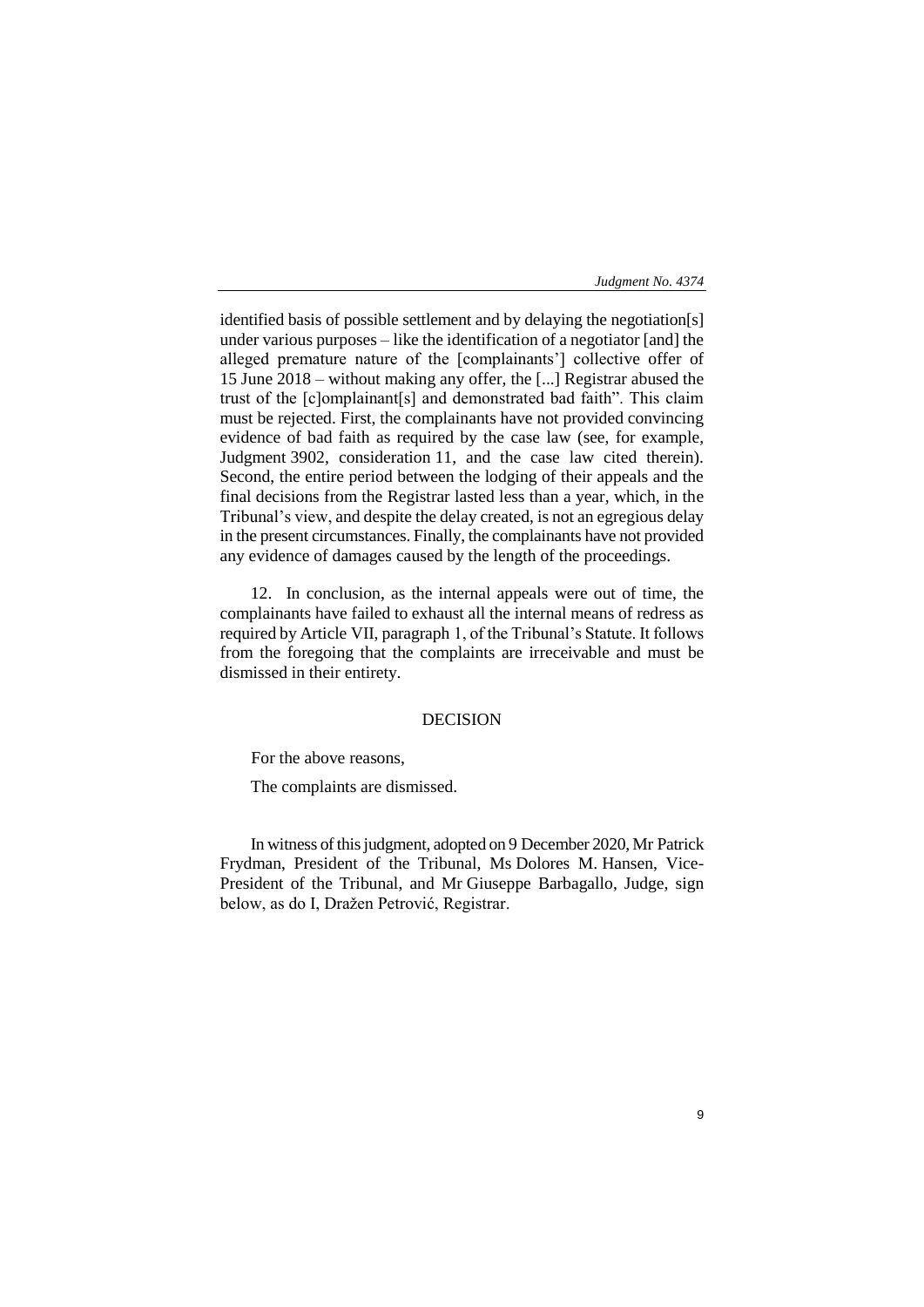identified basis of possible settlement and by delaying the negotiation[s] under various purposes – like the identification of a negotiator [and] the alleged premature nature of the [complainants'] collective offer of 15 June 2018 – without making any offer, the [...] Registrar abused the trust of the [c]omplainant[s] and demonstrated bad faith". This claim must be rejected. First, the complainants have not provided convincing evidence of bad faith as required by the case law (see, for example, Judgment 3902, consideration 11, and the case law cited therein). Second, the entire period between the lodging of their appeals and the final decisions from the Registrar lasted less than a year, which, in the Tribunal's view, and despite the delay created, is not an egregious delay in the present circumstances. Finally, the complainants have not provided any evidence of damages caused by the length of the proceedings.

12. In conclusion, as the internal appeals were out of time, the complainants have failed to exhaust all the internal means of redress as required by Article VII, paragraph 1, of the Tribunal's Statute. It follows from the foregoing that the complaints are irreceivable and must be dismissed in their entirety.

## DECISION

For the above reasons,

The complaints are dismissed.

In witness of this judgment, adopted on 9 December 2020, Mr Patrick Frydman, President of the Tribunal, Ms Dolores M. Hansen, Vice-President of the Tribunal, and Mr Giuseppe Barbagallo, Judge, sign below, as do I, Dražen Petrović, Registrar.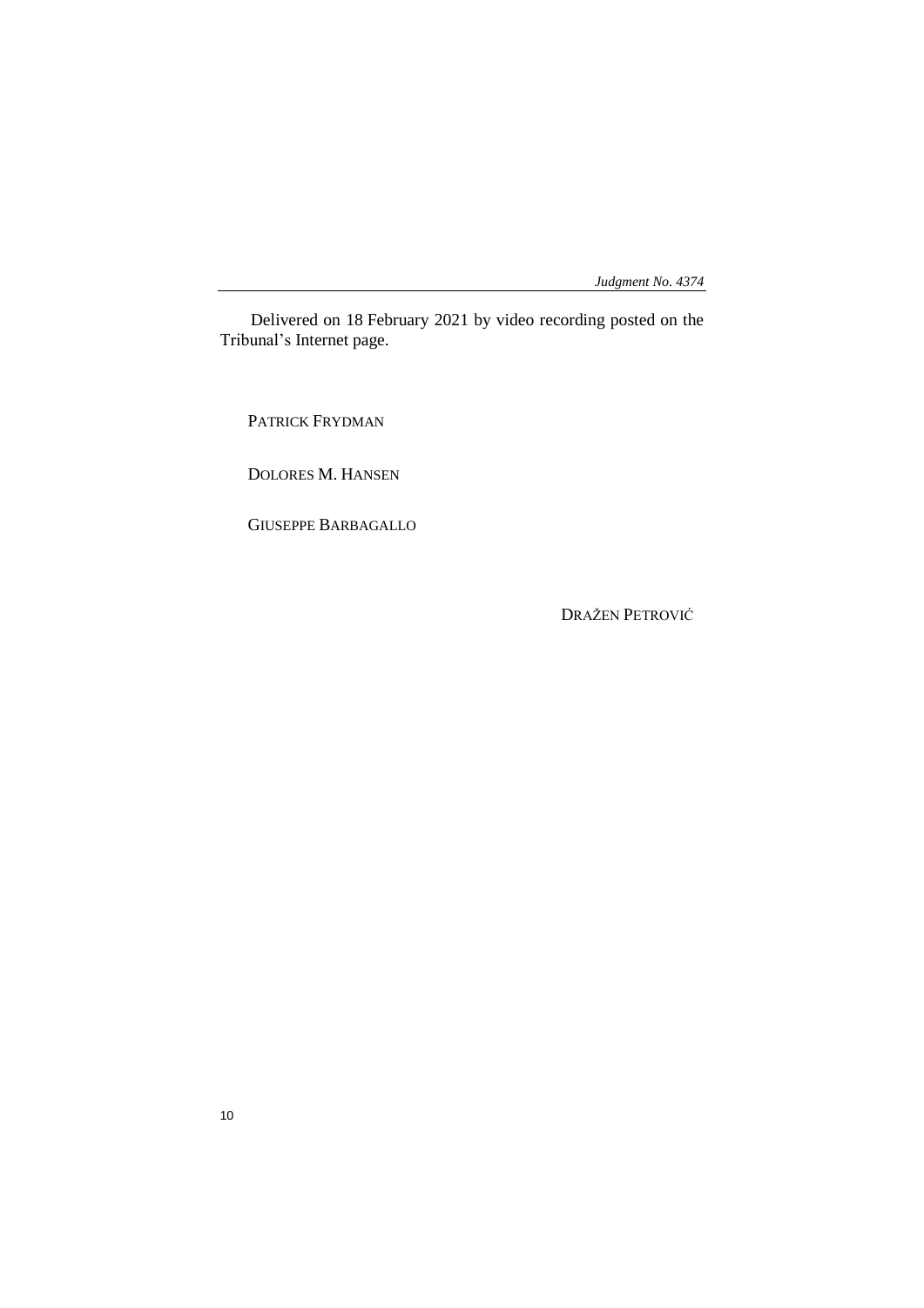Delivered on 18 February 2021 by video recording posted on the Tribunal's Internet page.

PATRICK FRYDMAN

DOLORES M. HANSEN

GIUSEPPE BARBAGALLO

DRAŽEN PETROVIĆ